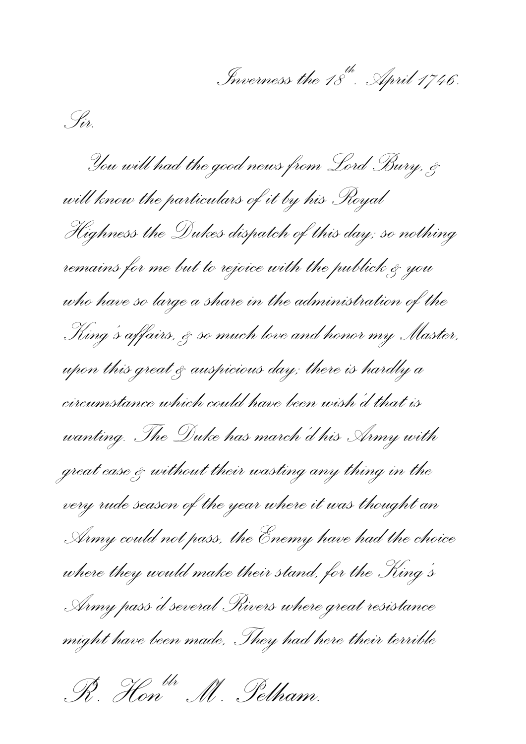Inverness the 18th. April 1746.

Sir.

You will had the good news from Lord Bury, & will know the particulars of it by his Royal Highness the Dukes dispatch of this day; so nothing remains for me but to rejoice with the publick & you who have so large a share in the administration of the King's affairs, & so much love and honor my Master, upon this great & auspicious day; there is hardly a circumstance which could have been wish'd that is wanting. The Duke has march'd his Army with great ease & without their wasting any thing in the very rude season of the year where it was thought an Army could not pass, the Enemy have had the choice where they would make their stand, for the King's Army pass'd several Rivers where great resistance might have been made, They had here their terrible

Rt. Honble Mr. Pelham.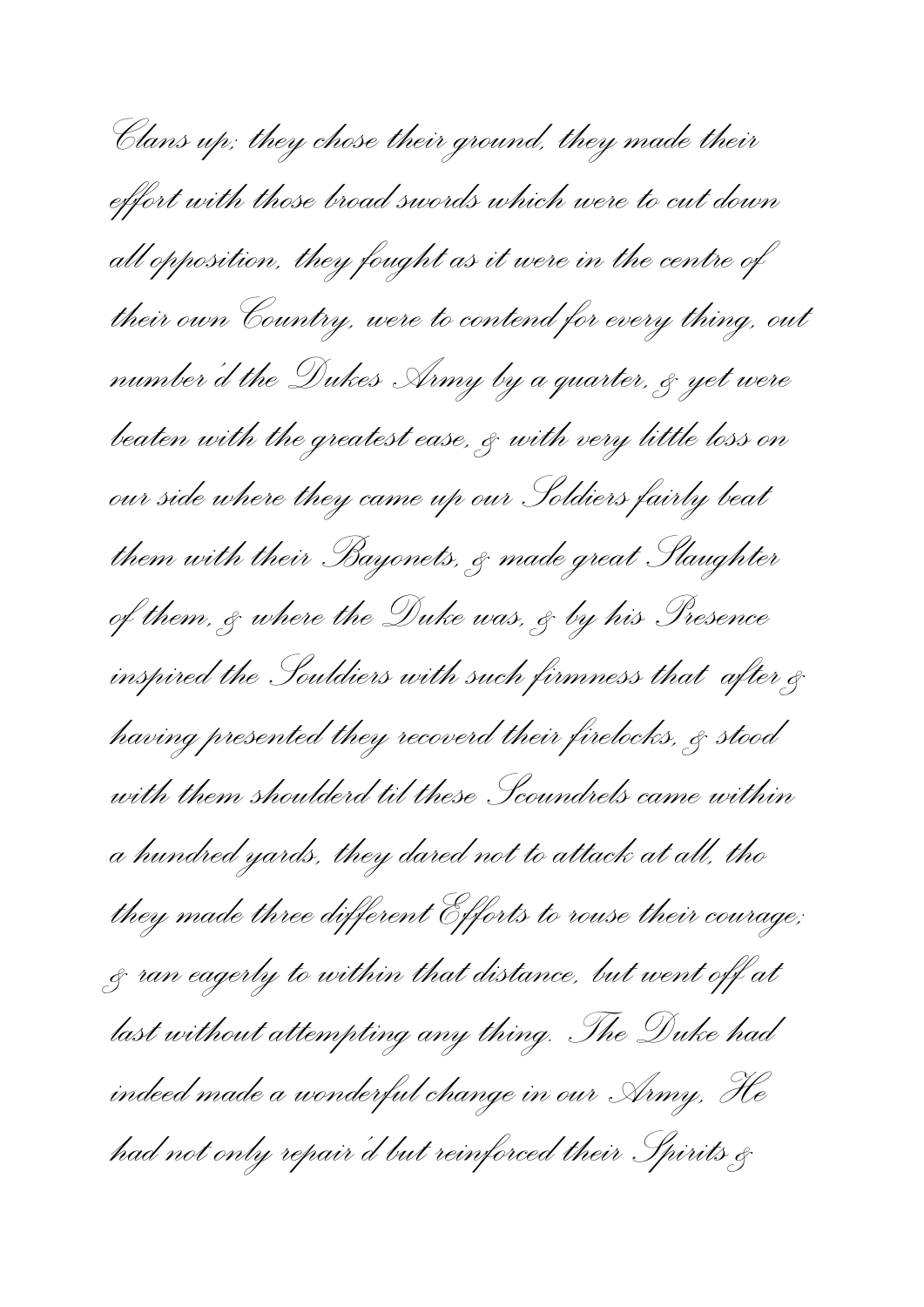Clans up; they chose their ground, they made their effort with those broad swords which were to cut down all opposition, they fought as it were in the centre of their own Country, were to contend for every thing, out number'd the Dukes Army by a quarter, & yet were beaten with the greatest ease, & with very little loss on our side where they came up our Soldiers fairly beat them with their Bayonets, & made great Slaughter of them, & where the Duke was, & by his Presence inspired the Souldiers with such firmness that after & having presented they recoverd their firelocks, & stood with them shoulderd til these Scoundrels came within a hundred yards, they dared not to attack at all, tho they made three different Efforts to rouse their courage; & ran eagerly to within that distance, but went off at last without attempting any thing. The Duke had indeed made a wonderful change in our Army, He had not only repair'd but reinforced their Spirits &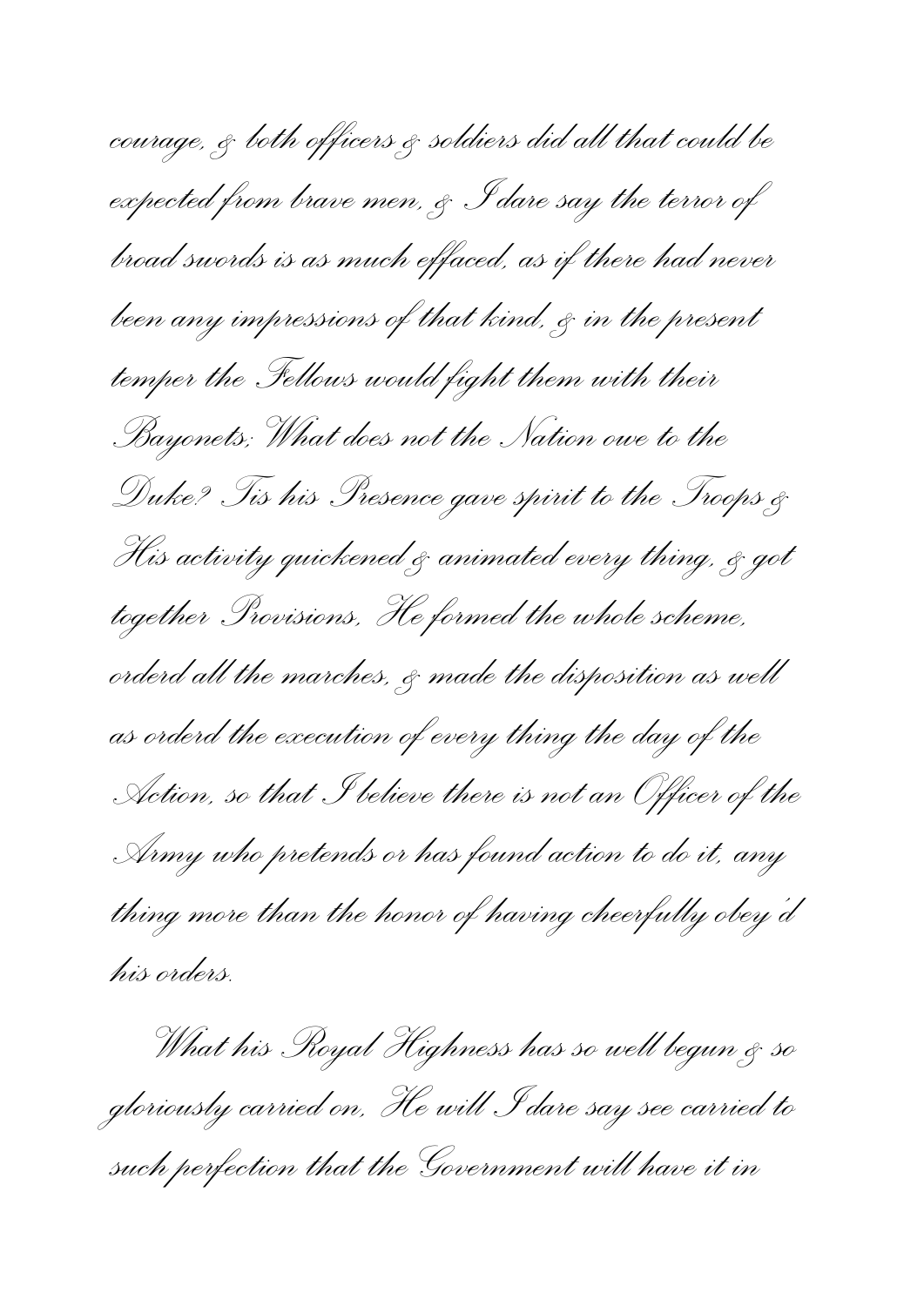courage, & both officers & soldiers did all that could be expected from brave men, & I dare say the terror of broad swords is as much effaced, as if there had never been any impressions of that kind, & in the present temper the Fellows would fight them with their Bayonets; What does not the Nation owe to the Duke? Tis his Presence gave spirit to the Troops & His activity quickened & animated every thing, & got together Provisions, He formed the whole scheme, orderd all the marches, & made the disposition as well as orderd the execution of every thing the day of the Action, so that I believe there is not an Officer of the Army who pretends or has found action to do it, any thing more than the honor of having cheerfully obey'd his orders.

What his Royal Highness has so well begun & so gloriously carried on, He will I dare say see carried to such perfection that the Government will have it in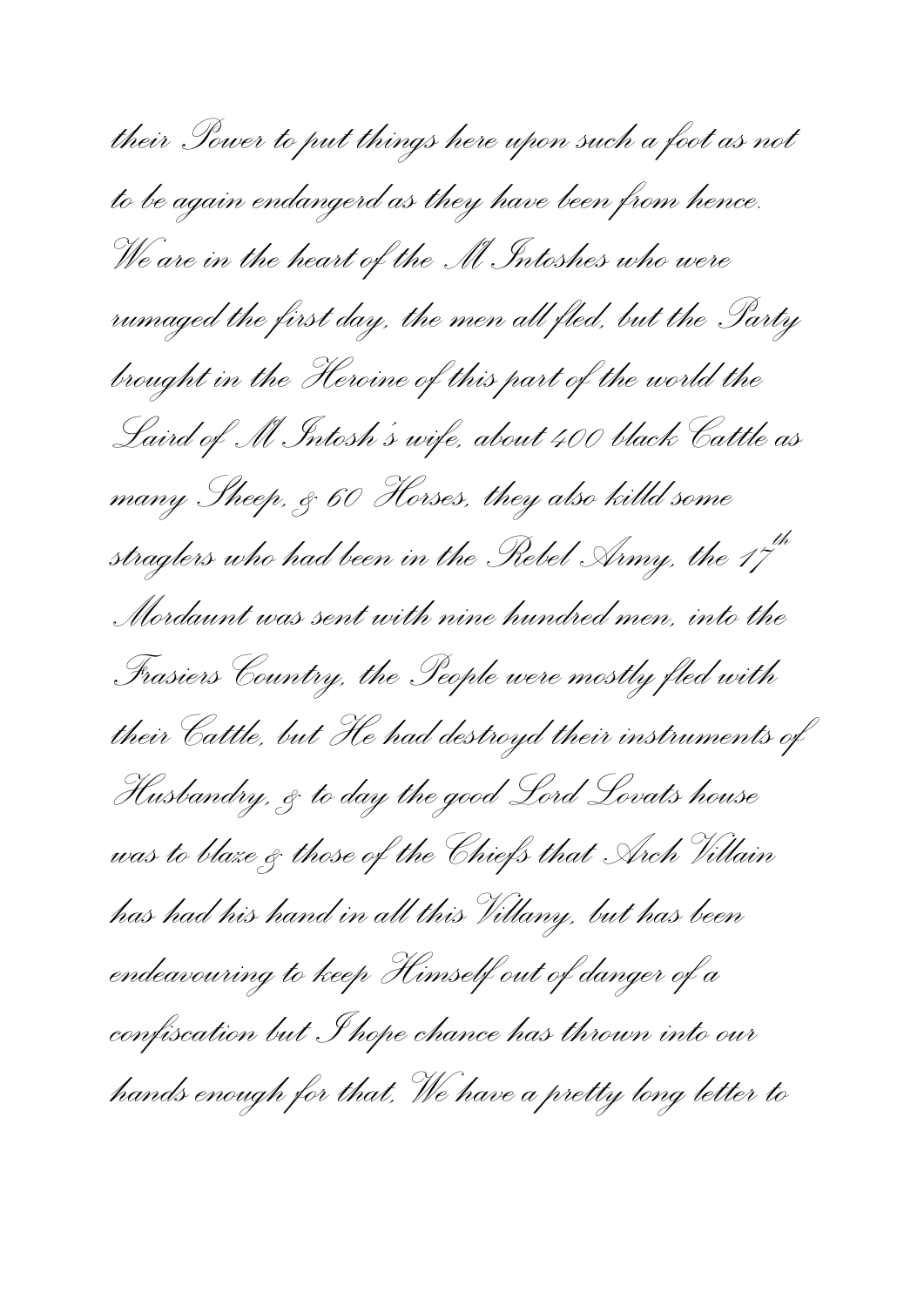their Power to put things here upon such a foot as not to be again endangerd as they have been from hence. We are in the heart of the M Intoshes who were rumaged the first day, the men all fled, but the Party brought in the Heroine of this part of the world the Laird of M Intosh's wife, about 400 black Cattle as many Sheep, & 60 Horses, they also killd some straglers who had been in the Rebel Army, the 17th Mordaunt was sent with nine hundred men, into the Frasiers Country, the People were mostly fled with their Cattle, but He had destroyd their instruments of Husbandry, & to day the good Lord Lovats house was to blaze & those of the Chiefs that Arch Villain has had his hand in all this Villany, but has been endeavouring to keep Himself out of danger of a confiscation but I hope chance has thrown into our hands enough for that, We have a pretty long letter to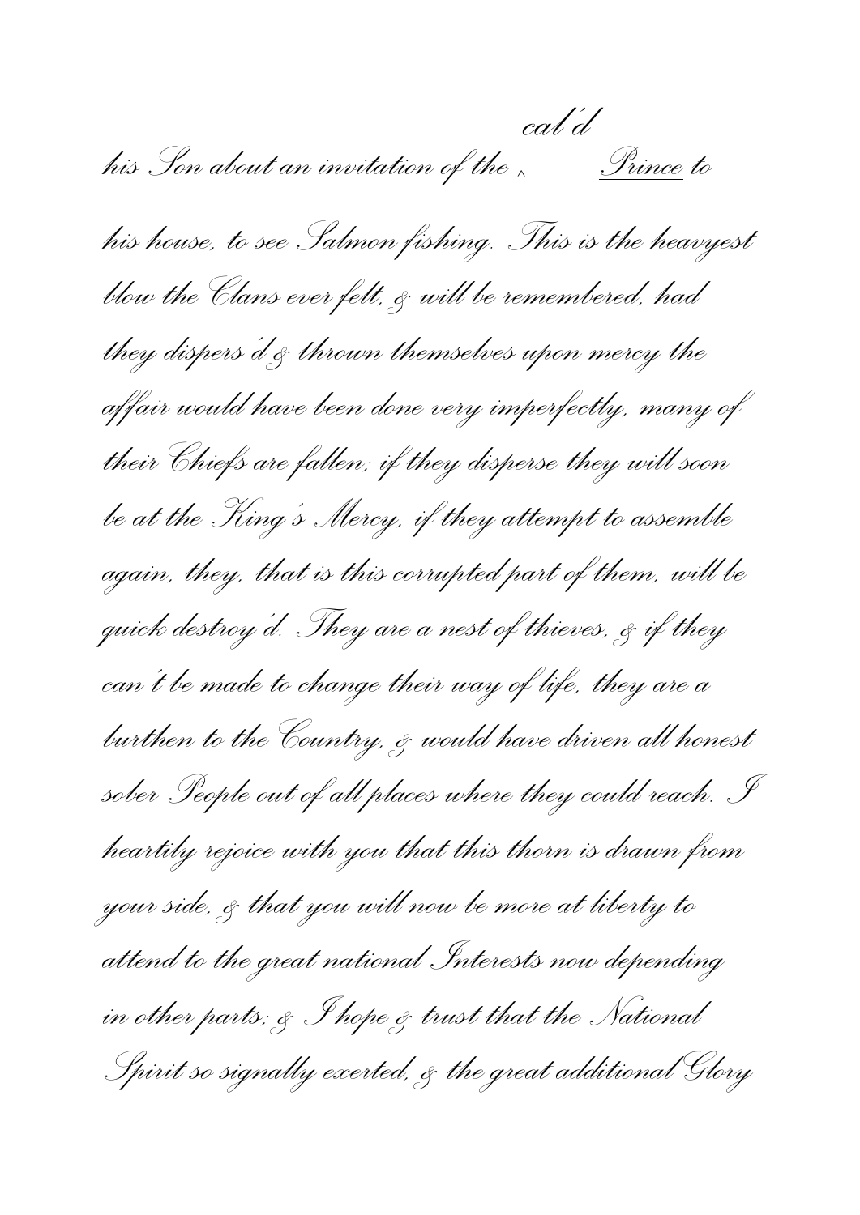his Son about an invitation of the ^cal'd <u>Prince</u> to his house, to see Salmon fishing. This is the heavyest blow the Clans ever felt, & will be remembered, had they dispers'd & thrown themselves upon mercy the affair would have been done very imperfectly, many of their Chiefs are fallen; if they disperse they will soon be at the King's Mercy, if they attempt to assemble again, they, that is this corrupted part of them, will be quick destroy'd. They are a nest of thieves, & if they can't be made to change their way of life, they are a burthen to the Country, & would have driven all honest sober People out of all places where they could reach. I heartily rejoice with you that this thorn is drawn from your side, & that you will now be more at liberty to attend to the great national Interests now depending in other parts; & I hope & trust that the National Spirit so signally exerted, & the great additional Glory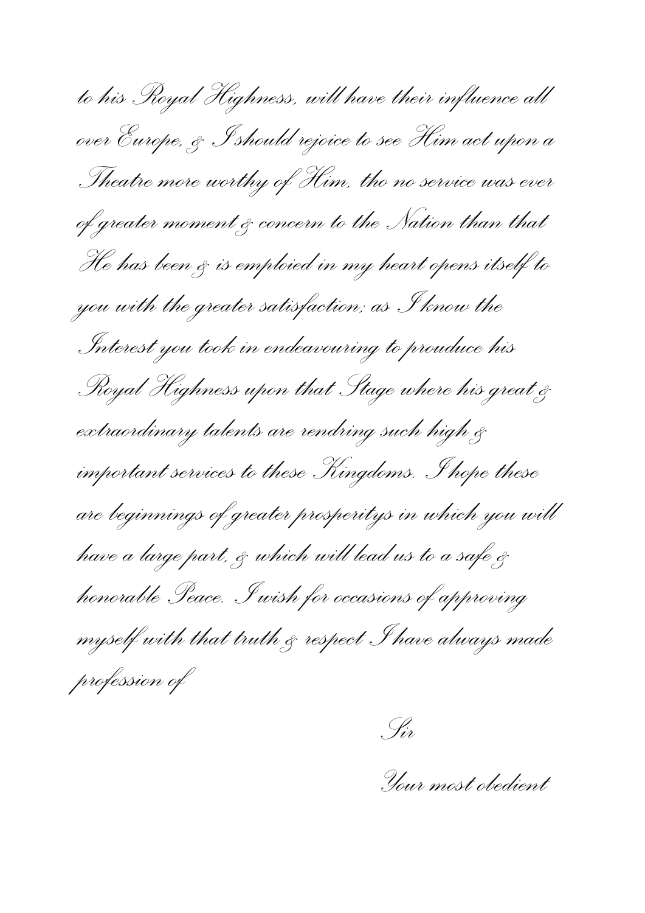to his Royal Highness, will have their influence all over Europe, & I should rejoice to see Him act upon a Theatre more worthy of Him, tho no service was ever of greater moment & concern to the Nation than that He has been & is emploied in my heart opens itself to you with the greater satisfaction; as I know the Interest you took in endeavouring to prouduce his Royal Highness upon that Stage where his great & extraordinary talents are rendring such high & important services to these Kingdoms. I hope these are beginnings of greater prosperitys in which you will have a large part, & which will lead us to a safe & honorable Peace. I wish for occasions of approving myself with that truth & respect I have always made profession of

Sir

Your most obedient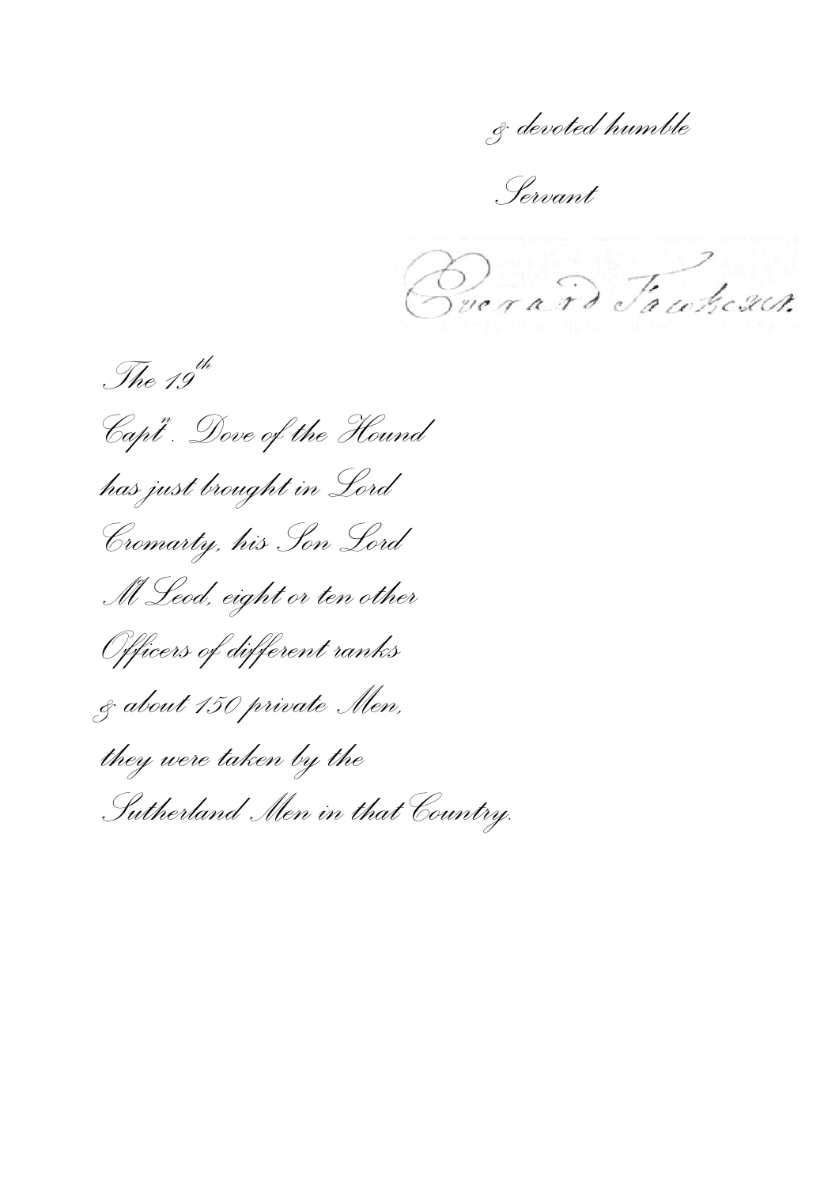& devoted humble

Servant

Everard Fawkener

The 19th

Captn. Dove of the Hound

has just brought in Lord

Cromarty, his Son Lord

McLeod, eight or ten other

Officers of different ranks

& about 150 private Men,

they were taken by the

Sutherland Men in that Country.